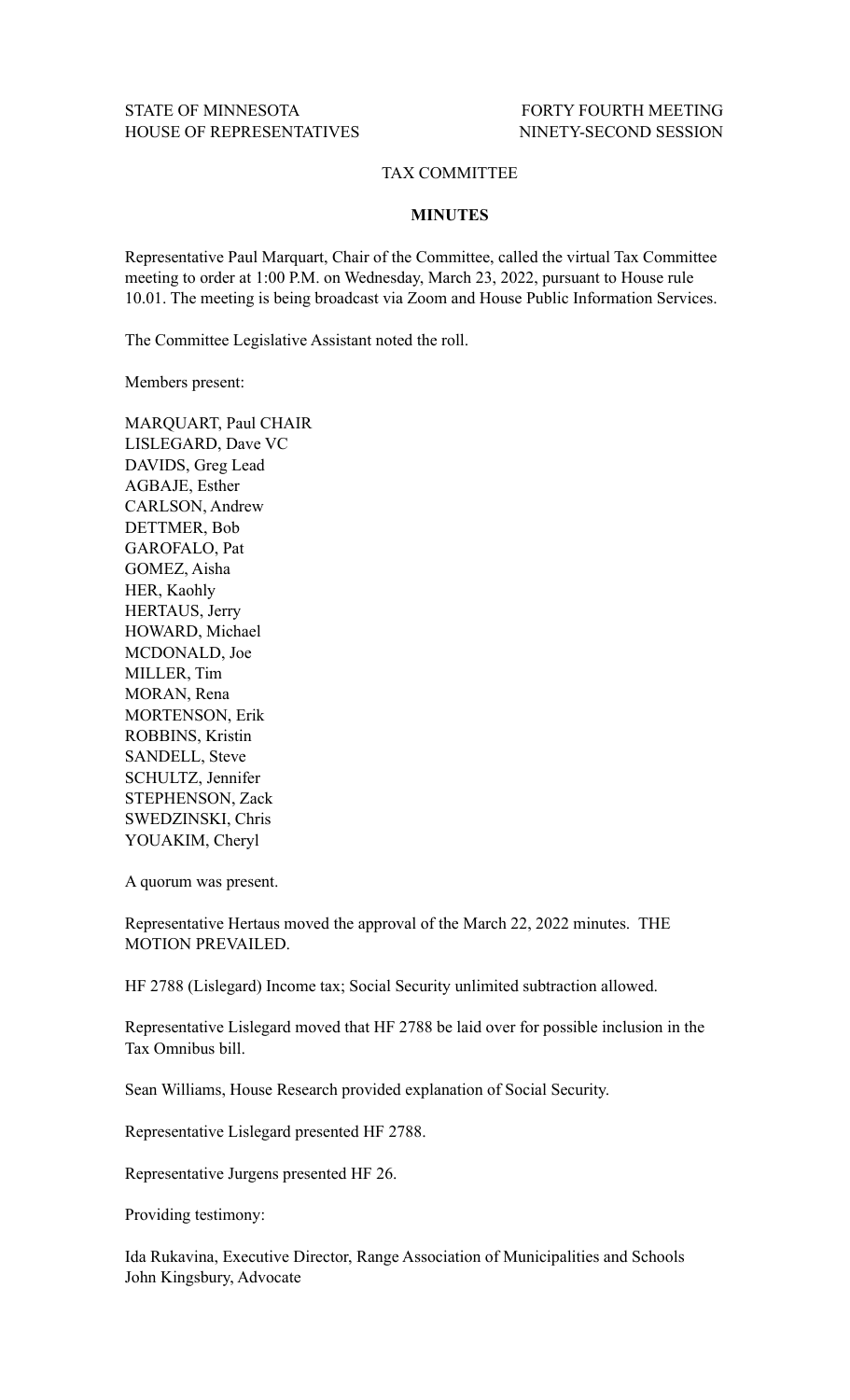STATE OF MINNESOTA FORTY FOURTH MEETING
HOUSE OF REPRESENTATIVES NINETY-SECOND SESSION

TAX COMMITTEE

**MINUTES**

Representative Paul Marquart, Chair of the Committee, called the virtual Tax Committee meeting to order at 1:00 P.M. on Wednesday, March 23, 2022, pursuant to House rule 10.01. The meeting is being broadcast via Zoom and House Public Information Services.

The Committee Legislative Assistant noted the roll.

Members present:

MARQUART, Paul CHAIR
LISLEGARD, Dave VC
DAVIDS, Greg Lead
AGBAJE, Esther
CARLSON, Andrew
DETTMER, Bob
GAROFALO, Pat
GOMEZ, Aisha
HER, Kaohly
HERTAUS, Jerry
HOWARD, Michael
MCDONALD, Joe
MILLER, Tim
MORAN, Rena
MORTENSON, Erik
ROBBINS, Kristin
SANDELL, Steve
SCHULTZ, Jennifer
STEPHENSON, Zack
SWEDZINSKI, Chris
YOUAKIM, Cheryl

A quorum was present.

Representative Hertaus moved the approval of the March 22, 2022 minutes. THE MOTION PREVAILED.

HF 2788 (Lislegard) Income tax; Social Security unlimited subtraction allowed.

Representative Lislegard moved that HF 2788 be laid over for possible inclusion in the Tax Omnibus bill.

Sean Williams, House Research provided explanation of Social Security.

Representative Lislegard presented HF 2788.

Representative Jurgens presented HF 26.

Providing testimony:

Ida Rukavina, Executive Director, Range Association of Municipalities and Schools
John Kingsbury, Advocate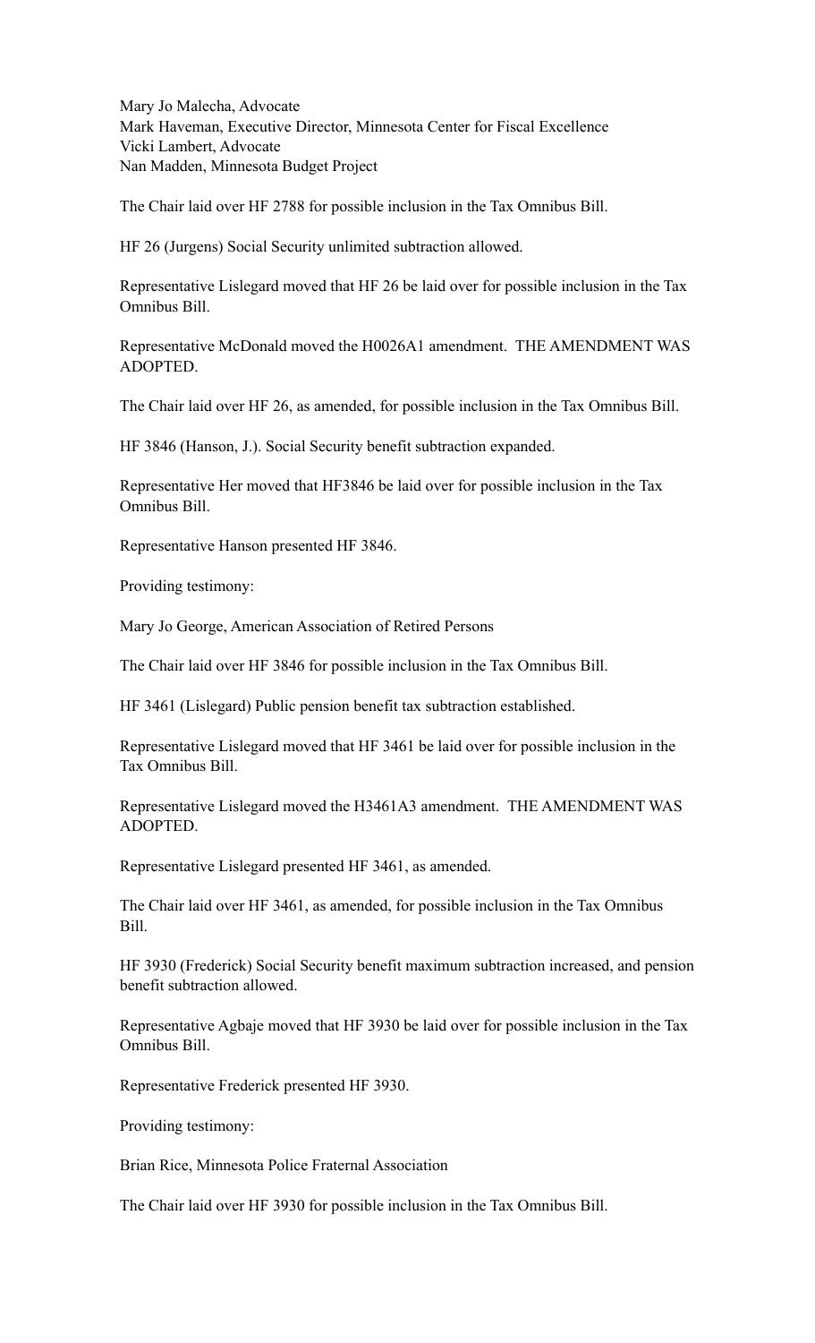Mary Jo Malecha, Advocate
Mark Haveman, Executive Director, Minnesota Center for Fiscal Excellence
Vicki Lambert, Advocate
Nan Madden, Minnesota Budget Project

The Chair laid over HF 2788 for possible inclusion in the Tax Omnibus Bill.

HF 26 (Jurgens) Social Security unlimited subtraction allowed.

Representative Lislegard moved that HF 26 be laid over for possible inclusion in the Tax Omnibus Bill.

Representative McDonald moved the H0026A1 amendment. THE AMENDMENT WAS ADOPTED.

The Chair laid over HF 26, as amended, for possible inclusion in the Tax Omnibus Bill.

HF 3846 (Hanson, J.). Social Security benefit subtraction expanded.

Representative Her moved that HF3846 be laid over for possible inclusion in the Tax Omnibus Bill.

Representative Hanson presented HF 3846.

Providing testimony:

Mary Jo George, American Association of Retired Persons

The Chair laid over HF 3846 for possible inclusion in the Tax Omnibus Bill.

HF 3461 (Lislegard) Public pension benefit tax subtraction established.

Representative Lislegard moved that HF 3461 be laid over for possible inclusion in the Tax Omnibus Bill.

Representative Lislegard moved the H3461A3 amendment. THE AMENDMENT WAS ADOPTED.

Representative Lislegard presented HF 3461, as amended.

The Chair laid over HF 3461, as amended, for possible inclusion in the Tax Omnibus Bill.

HF 3930 (Frederick) Social Security benefit maximum subtraction increased, and pension benefit subtraction allowed.

Representative Agbaje moved that HF 3930 be laid over for possible inclusion in the Tax Omnibus Bill.

Representative Frederick presented HF 3930.

Providing testimony:

Brian Rice, Minnesota Police Fraternal Association

The Chair laid over HF 3930 for possible inclusion in the Tax Omnibus Bill.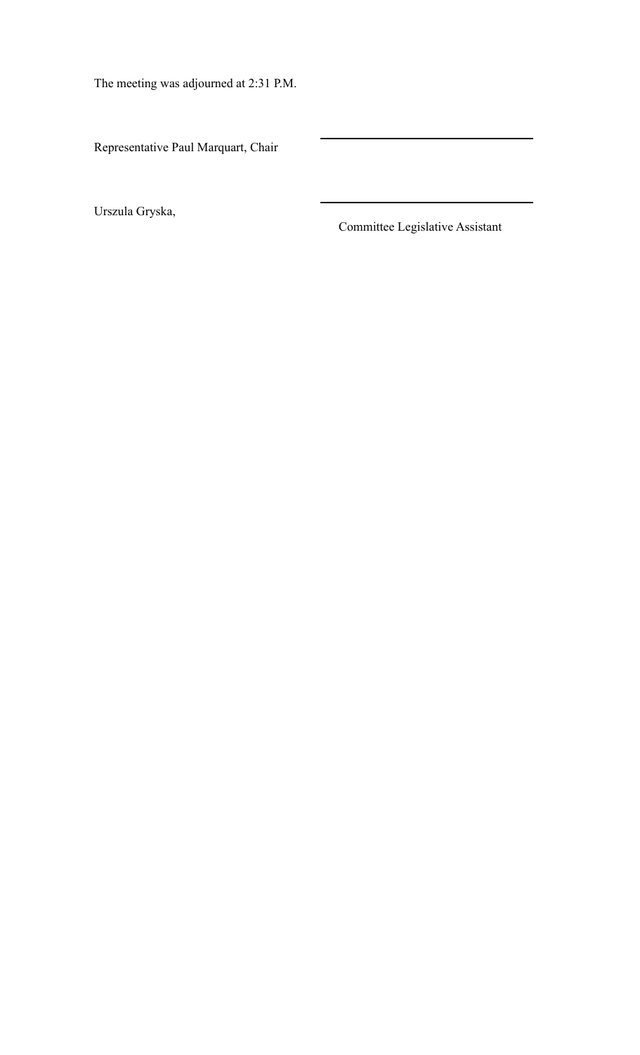The meeting was adjourned at 2:31 P.M.

Representative Paul Marquart, Chair ________________________________

Urszula Gryska, ________________________________
Committee Legislative Assistant